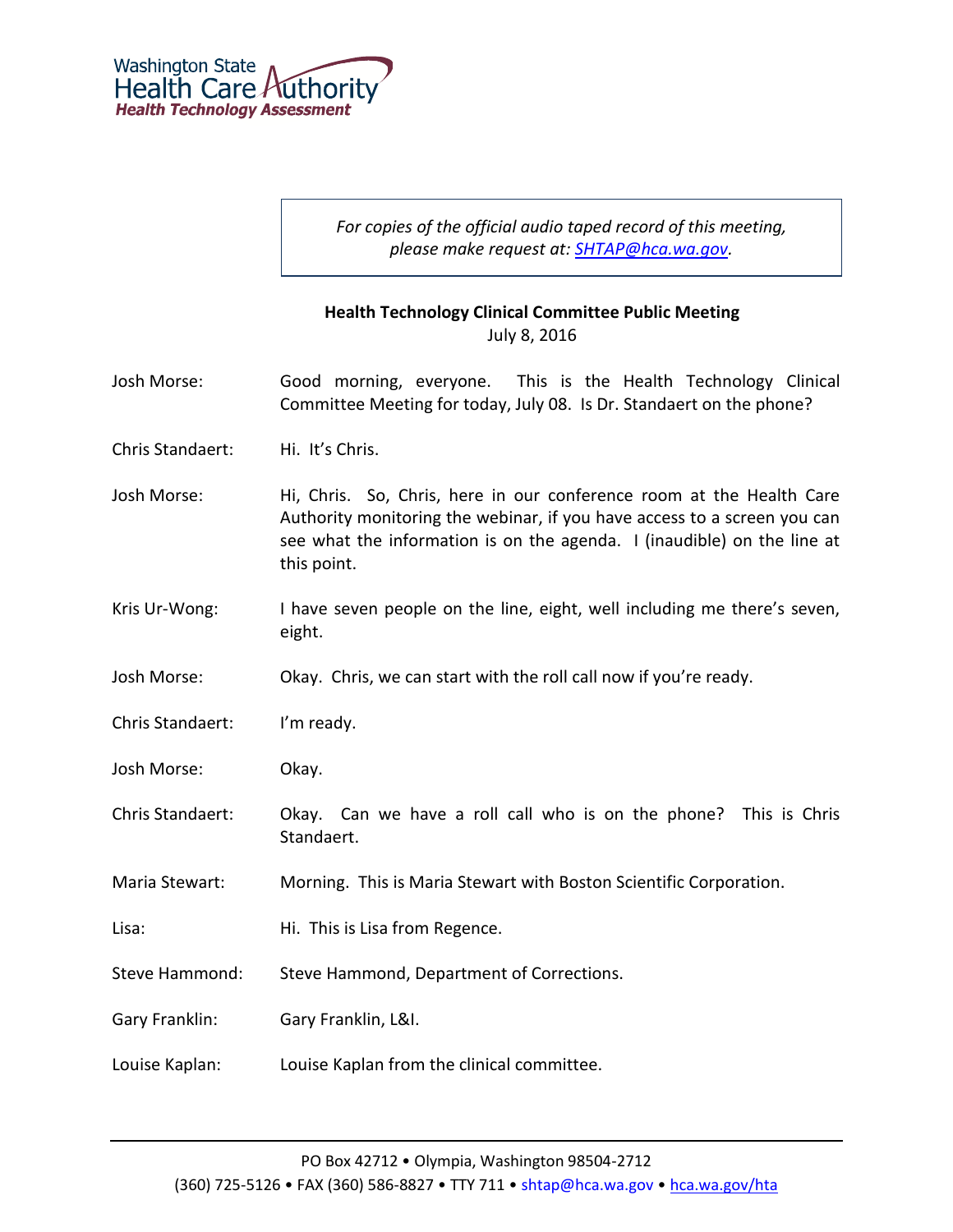Washington State Health Care Authority
Health Technology Assessment

*For copies of the official audio taped record of this meeting, please make request at: SHTAP@hca.wa.gov.*

**Health Technology Clinical Committee Public Meeting**
July 8, 2016

Josh Morse: Good morning, everyone. This is the Health Technology Clinical Committee Meeting for today, July 08. Is Dr. Standaert on the phone?

Chris Standaert: Hi. It's Chris.

Josh Morse: Hi, Chris. So, Chris, here in our conference room at the Health Care Authority monitoring the webinar, if you have access to a screen you can see what the information is on the agenda. I (inaudible) on the line at this point.

Kris Ur-Wong: I have seven people on the line, eight, well including me there's seven, eight.

Josh Morse: Okay. Chris, we can start with the roll call now if you're ready.

Chris Standaert: I'm ready.

Josh Morse: Okay.

Chris Standaert: Okay. Can we have a roll call who is on the phone? This is Chris Standaert.

Maria Stewart: Morning. This is Maria Stewart with Boston Scientific Corporation.

Lisa: Hi. This is Lisa from Regence.

Steve Hammond: Steve Hammond, Department of Corrections.

Gary Franklin: Gary Franklin, L&I.

Louise Kaplan: Louise Kaplan from the clinical committee.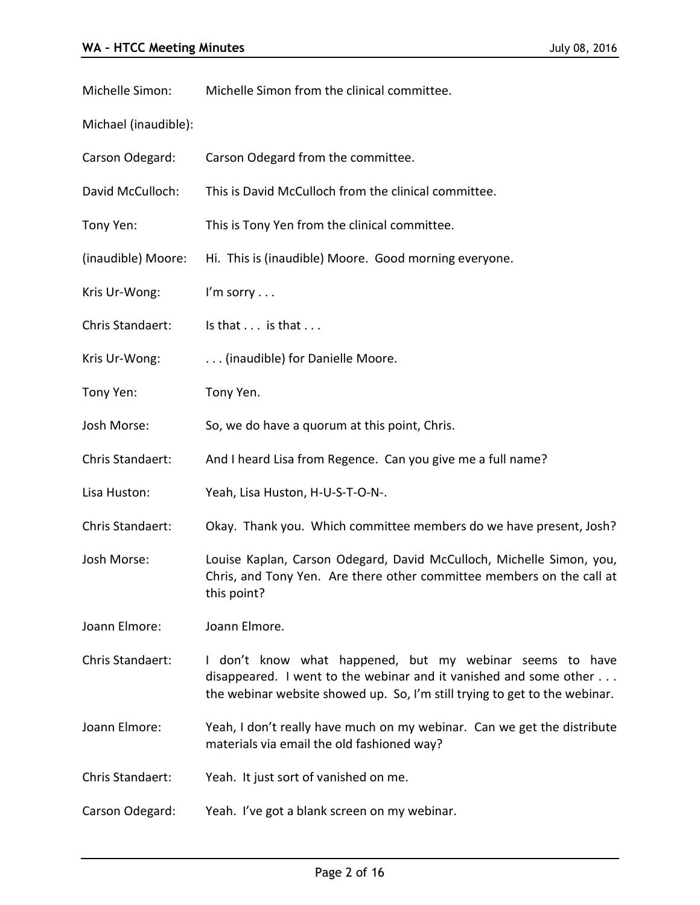Michelle Simon: Michelle Simon from the clinical committee.

Michael (inaudible):

Carson Odegard: Carson Odegard from the committee.

David McCulloch: This is David McCulloch from the clinical committee.

Tony Yen: This is Tony Yen from the clinical committee.

(inaudible) Moore: Hi. This is (inaudible) Moore. Good morning everyone.

Kris Ur-Wong: I'm sorry . . .

Chris Standaert: Is that . . . is that . . .

Kris Ur-Wong: . . . (inaudible) for Danielle Moore.

Tony Yen: Tony Yen.

Josh Morse: So, we do have a quorum at this point, Chris.

Chris Standaert: And I heard Lisa from Regence. Can you give me a full name?

Lisa Huston: Yeah, Lisa Huston, H-U-S-T-O-N-.

Chris Standaert: Okay. Thank you. Which committee members do we have present, Josh?

Josh Morse: Louise Kaplan, Carson Odegard, David McCulloch, Michelle Simon, you, Chris, and Tony Yen. Are there other committee members on the call at this point?

Joann Elmore: Joann Elmore.

Chris Standaert: I don't know what happened, but my webinar seems to have disappeared. I went to the webinar and it vanished and some other . . . the webinar website showed up. So, I'm still trying to get to the webinar.

Joann Elmore: Yeah, I don't really have much on my webinar. Can we get the distribute materials via email the old fashioned way?

Chris Standaert: Yeah. It just sort of vanished on me.

Carson Odegard: Yeah. I've got a blank screen on my webinar.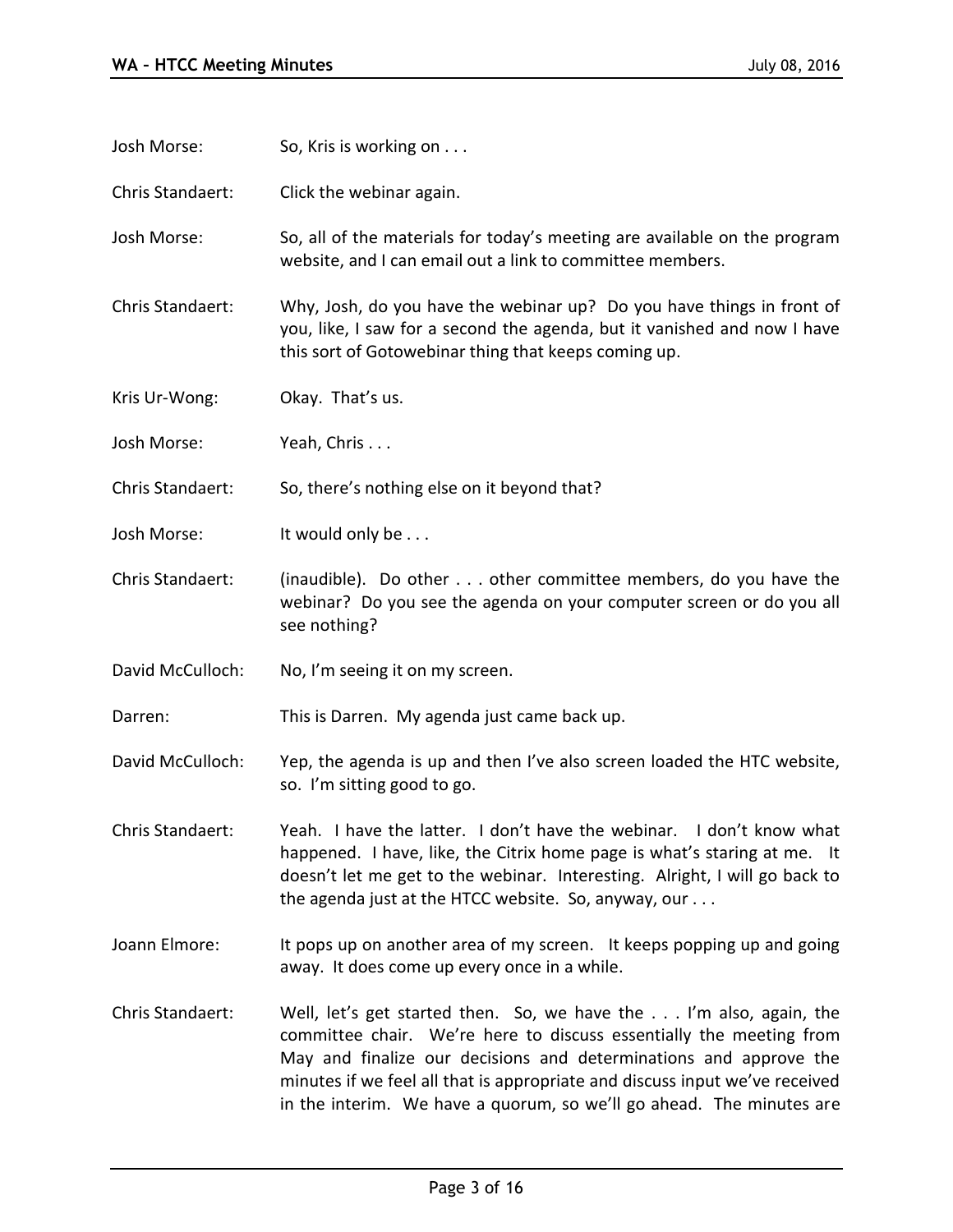Josh Morse: So, Kris is working on . . .

Chris Standaert: Click the webinar again.

Josh Morse: So, all of the materials for today's meeting are available on the program website, and I can email out a link to committee members.

Chris Standaert: Why, Josh, do you have the webinar up? Do you have things in front of you, like, I saw for a second the agenda, but it vanished and now I have this sort of Gotowebinar thing that keeps coming up.

Kris Ur-Wong: Okay. That's us.

Josh Morse: Yeah, Chris . . .

Chris Standaert: So, there's nothing else on it beyond that?

Josh Morse: It would only be . . .

Chris Standaert: (inaudible). Do other . . . other committee members, do you have the webinar? Do you see the agenda on your computer screen or do you all see nothing?

David McCulloch: No, I'm seeing it on my screen.

Darren: This is Darren. My agenda just came back up.

David McCulloch: Yep, the agenda is up and then I've also screen loaded the HTC website, so. I'm sitting good to go.

Chris Standaert: Yeah. I have the latter. I don't have the webinar. I don't know what happened. I have, like, the Citrix home page is what's staring at me. It doesn't let me get to the webinar. Interesting. Alright, I will go back to the agenda just at the HTCC website. So, anyway, our . . .

Joann Elmore: It pops up on another area of my screen. It keeps popping up and going away. It does come up every once in a while.

Chris Standaert: Well, let's get started then. So, we have the . . . I'm also, again, the committee chair. We're here to discuss essentially the meeting from May and finalize our decisions and determinations and approve the minutes if we feel all that is appropriate and discuss input we've received in the interim. We have a quorum, so we'll go ahead. The minutes are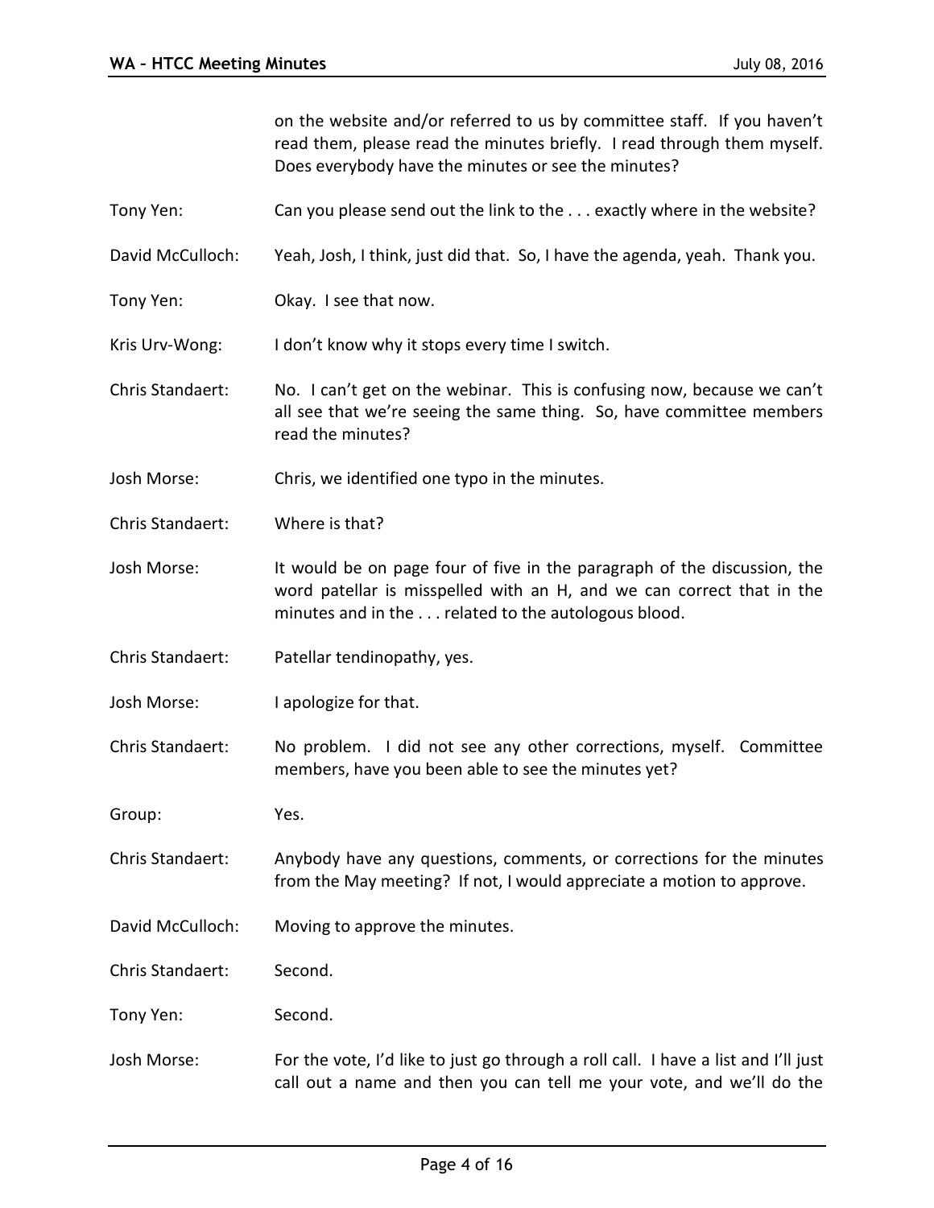on the website and/or referred to us by committee staff. If you haven't read them, please read the minutes briefly. I read through them myself. Does everybody have the minutes or see the minutes?

Tony Yen: Can you please send out the link to the . . . exactly where in the website?

David McCulloch: Yeah, Josh, I think, just did that. So, I have the agenda, yeah. Thank you.

Tony Yen: Okay. I see that now.

Kris Urv-Wong: I don't know why it stops every time I switch.

Chris Standaert: No. I can't get on the webinar. This is confusing now, because we can't all see that we're seeing the same thing. So, have committee members read the minutes?

Josh Morse: Chris, we identified one typo in the minutes.

Chris Standaert: Where is that?

Josh Morse: It would be on page four of five in the paragraph of the discussion, the word patellar is misspelled with an H, and we can correct that in the minutes and in the . . . related to the autologous blood.

Chris Standaert: Patellar tendinopathy, yes.

Josh Morse: I apologize for that.

Chris Standaert: No problem. I did not see any other corrections, myself. Committee members, have you been able to see the minutes yet?

Group: Yes.

Chris Standaert: Anybody have any questions, comments, or corrections for the minutes from the May meeting? If not, I would appreciate a motion to approve.

David McCulloch: Moving to approve the minutes.

Chris Standaert: Second.

Tony Yen: Second.

Josh Morse: For the vote, I'd like to just go through a roll call. I have a list and I'll just call out a name and then you can tell me your vote, and we'll do the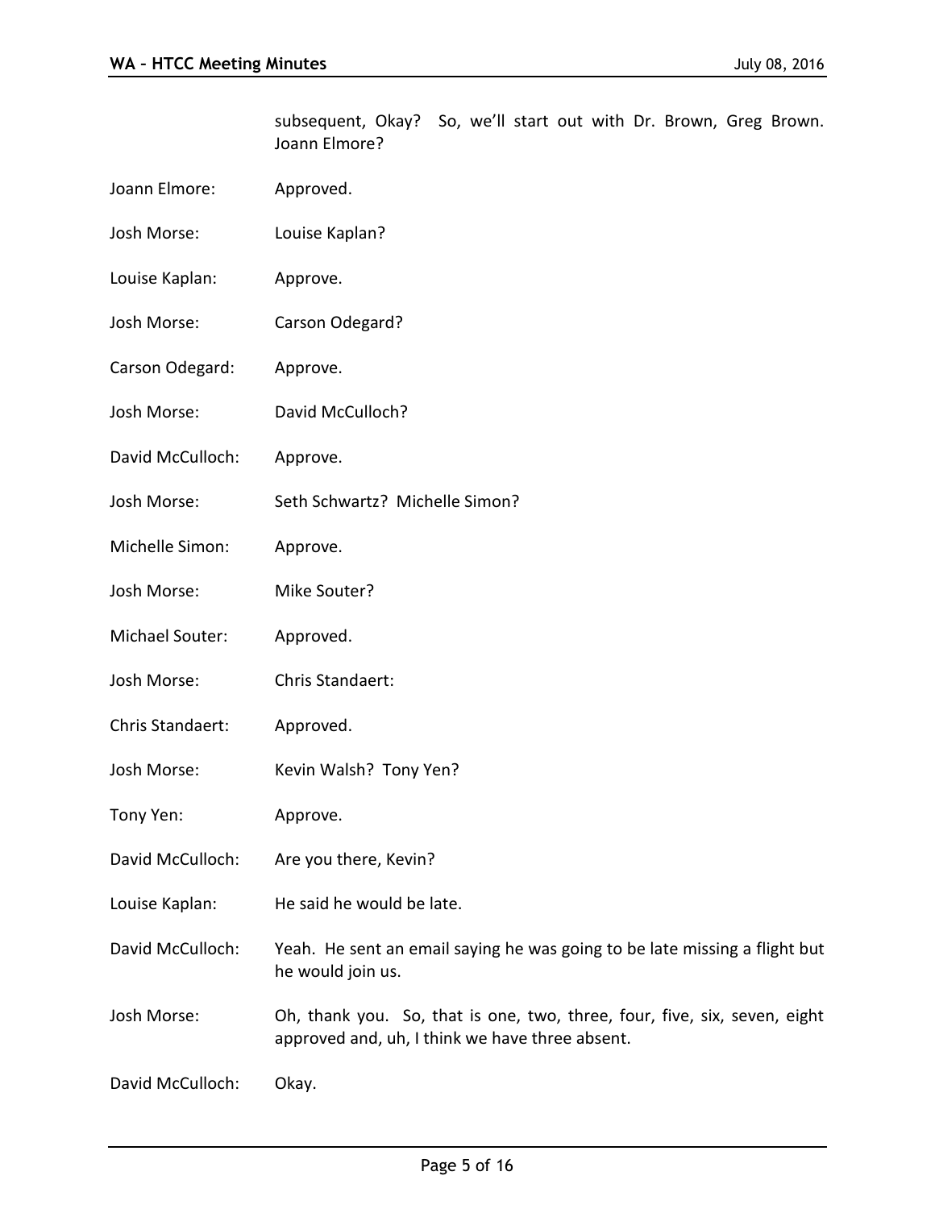subsequent, Okay? So, we'll start out with Dr. Brown, Greg Brown. Joann Elmore?

Joann Elmore: Approved.

Josh Morse: Louise Kaplan?

Louise Kaplan: Approve.

Josh Morse: Carson Odegard?

Carson Odegard: Approve.

Josh Morse: David McCulloch?

David McCulloch: Approve.

Josh Morse: Seth Schwartz? Michelle Simon?

Michelle Simon: Approve.

Josh Morse: Mike Souter?

Michael Souter: Approved.

Josh Morse: Chris Standaert:

Chris Standaert: Approved.

Josh Morse: Kevin Walsh? Tony Yen?

Tony Yen: Approve.

David McCulloch: Are you there, Kevin?

Louise Kaplan: He said he would be late.

David McCulloch: Yeah. He sent an email saying he was going to be late missing a flight but he would join us.

Josh Morse: Oh, thank you. So, that is one, two, three, four, five, six, seven, eight approved and, uh, I think we have three absent.

David McCulloch: Okay.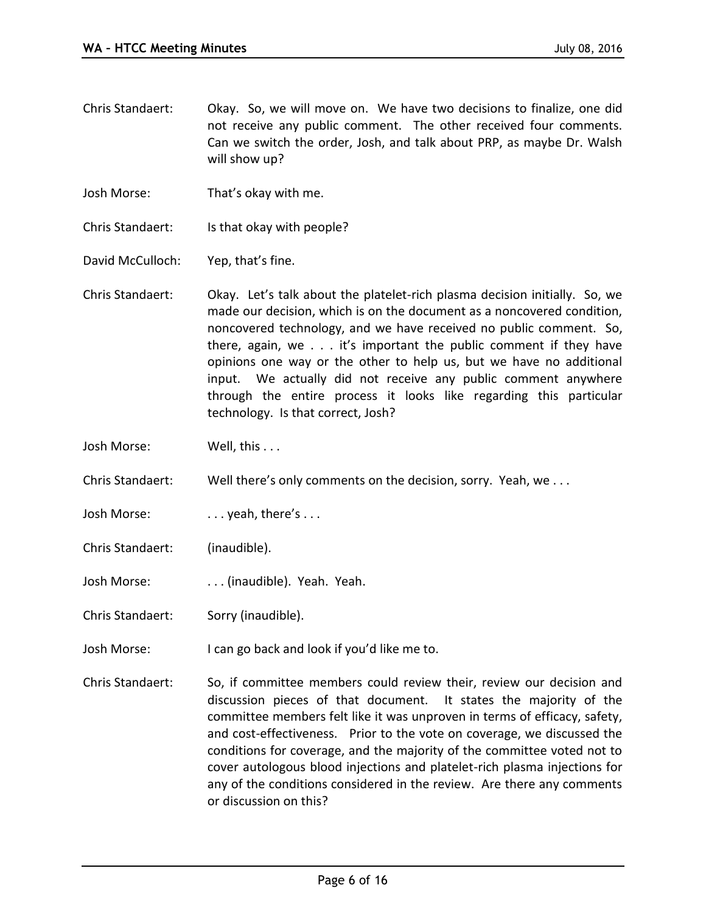Chris Standaert: Okay. So, we will move on. We have two decisions to finalize, one did not receive any public comment. The other received four comments. Can we switch the order, Josh, and talk about PRP, as maybe Dr. Walsh will show up?

Josh Morse: That's okay with me.

Chris Standaert: Is that okay with people?

David McCulloch: Yep, that's fine.

Chris Standaert: Okay. Let's talk about the platelet-rich plasma decision initially. So, we made our decision, which is on the document as a noncovered condition, noncovered technology, and we have received no public comment. So, there, again, we . . . it's important the public comment if they have opinions one way or the other to help us, but we have no additional input. We actually did not receive any public comment anywhere through the entire process it looks like regarding this particular technology. Is that correct, Josh?

Josh Morse: Well, this . . .

Chris Standaert: Well there's only comments on the decision, sorry. Yeah, we . . .

Josh Morse: . . . yeah, there's . . .

Chris Standaert: (inaudible).

Josh Morse: . . . (inaudible). Yeah. Yeah.

Chris Standaert: Sorry (inaudible).

Josh Morse: I can go back and look if you'd like me to.

Chris Standaert: So, if committee members could review their, review our decision and discussion pieces of that document. It states the majority of the committee members felt like it was unproven in terms of efficacy, safety, and cost-effectiveness. Prior to the vote on coverage, we discussed the conditions for coverage, and the majority of the committee voted not to cover autologous blood injections and platelet-rich plasma injections for any of the conditions considered in the review. Are there any comments or discussion on this?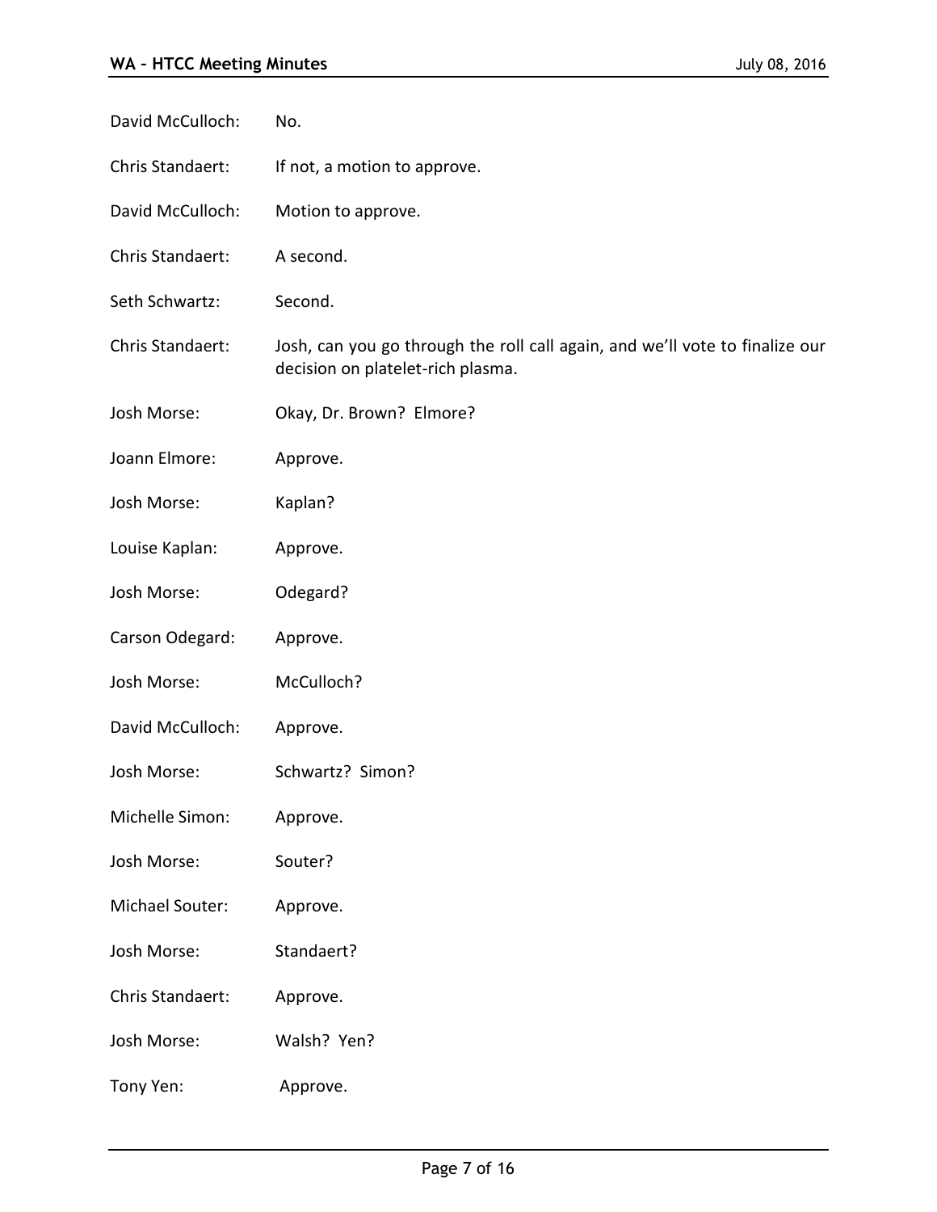David McCulloch: No.

Chris Standaert: If not, a motion to approve.

David McCulloch: Motion to approve.

Chris Standaert: A second.

Seth Schwartz: Second.

Chris Standaert: Josh, can you go through the roll call again, and we'll vote to finalize our decision on platelet-rich plasma.

Josh Morse: Okay, Dr. Brown? Elmore?

Joann Elmore: Approve.

Josh Morse: Kaplan?

Louise Kaplan: Approve.

Josh Morse: Odegard?

Carson Odegard: Approve.

Josh Morse: McCulloch?

David McCulloch: Approve.

Josh Morse: Schwartz? Simon?

Michelle Simon: Approve.

Josh Morse: Souter?

Michael Souter: Approve.

Josh Morse: Standaert?

Chris Standaert: Approve.

Josh Morse: Walsh? Yen?

Tony Yen: Approve.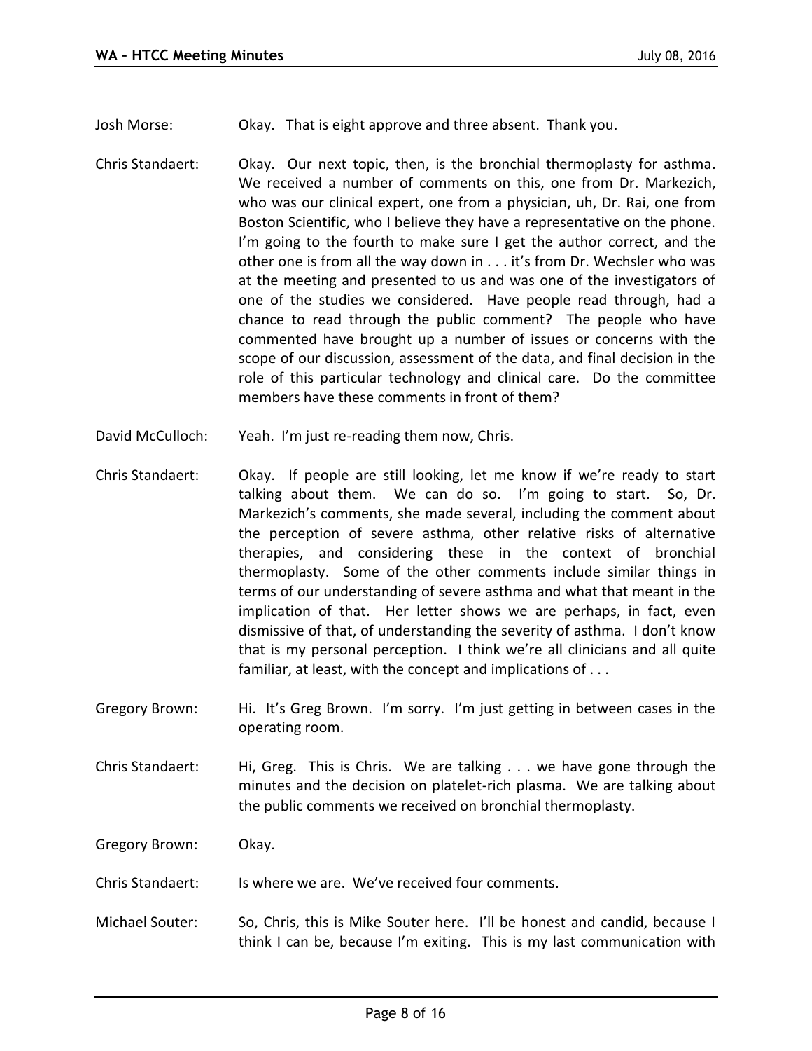Josh Morse: Okay. That is eight approve and three absent. Thank you.

Chris Standaert: Okay. Our next topic, then, is the bronchial thermoplasty for asthma. We received a number of comments on this, one from Dr. Markezich, who was our clinical expert, one from a physician, uh, Dr. Rai, one from Boston Scientific, who I believe they have a representative on the phone. I'm going to the fourth to make sure I get the author correct, and the other one is from all the way down in . . . it's from Dr. Wechsler who was at the meeting and presented to us and was one of the investigators of one of the studies we considered. Have people read through, had a chance to read through the public comment? The people who have commented have brought up a number of issues or concerns with the scope of our discussion, assessment of the data, and final decision in the role of this particular technology and clinical care. Do the committee members have these comments in front of them?

David McCulloch: Yeah. I'm just re-reading them now, Chris.

Chris Standaert: Okay. If people are still looking, let me know if we're ready to start talking about them. We can do so. I'm going to start. So, Dr. Markezich's comments, she made several, including the comment about the perception of severe asthma, other relative risks of alternative therapies, and considering these in the context of bronchial thermoplasty. Some of the other comments include similar things in terms of our understanding of severe asthma and what that meant in the implication of that. Her letter shows we are perhaps, in fact, even dismissive of that, of understanding the severity of asthma. I don't know that is my personal perception. I think we're all clinicians and all quite familiar, at least, with the concept and implications of . . .

Gregory Brown: Hi. It's Greg Brown. I'm sorry. I'm just getting in between cases in the operating room.

Chris Standaert: Hi, Greg. This is Chris. We are talking . . . we have gone through the minutes and the decision on platelet-rich plasma. We are talking about the public comments we received on bronchial thermoplasty.

Gregory Brown: Okay.

Chris Standaert: Is where we are. We've received four comments.

Michael Souter: So, Chris, this is Mike Souter here. I'll be honest and candid, because I think I can be, because I'm exiting. This is my last communication with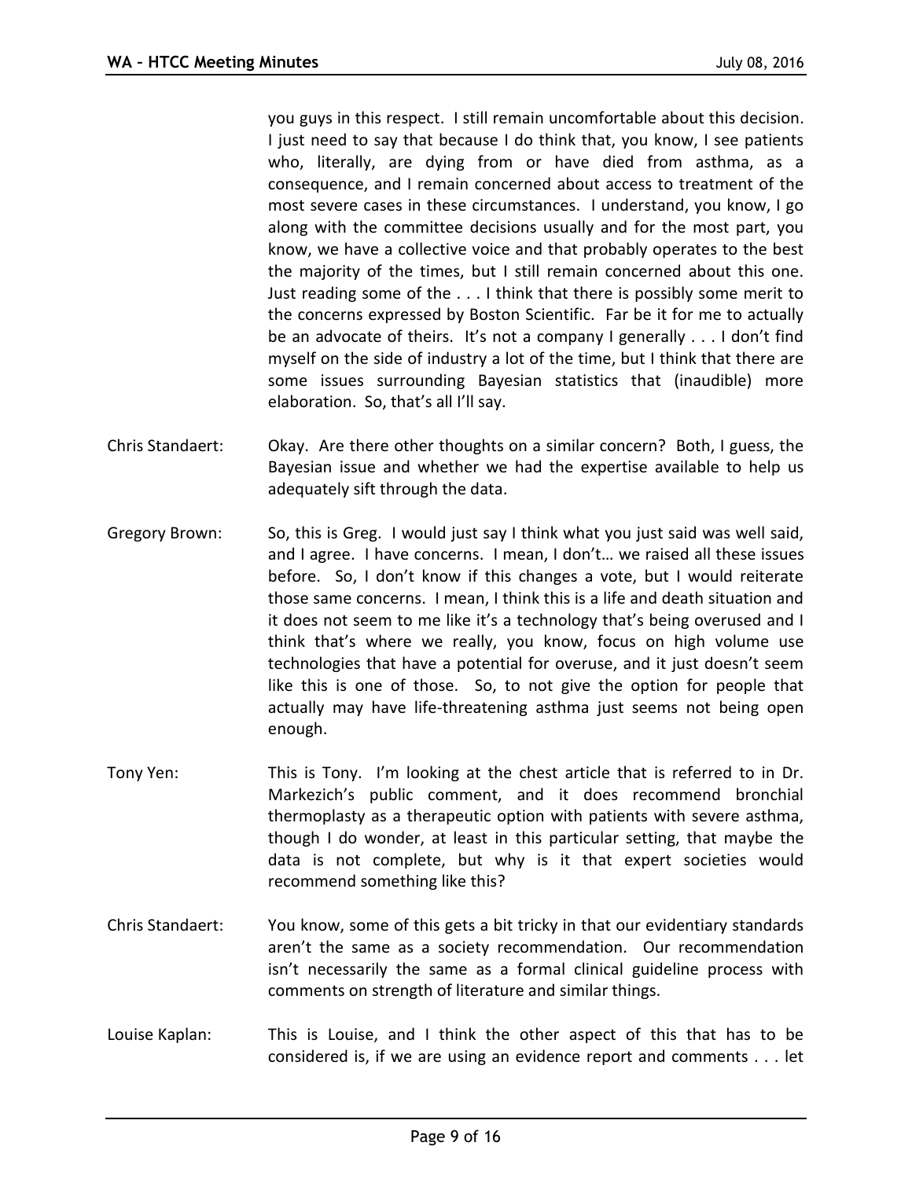you guys in this respect. I still remain uncomfortable about this decision. I just need to say that because I do think that, you know, I see patients who, literally, are dying from or have died from asthma, as a consequence, and I remain concerned about access to treatment of the most severe cases in these circumstances. I understand, you know, I go along with the committee decisions usually and for the most part, you know, we have a collective voice and that probably operates to the best the majority of the times, but I still remain concerned about this one. Just reading some of the . . . I think that there is possibly some merit to the concerns expressed by Boston Scientific. Far be it for me to actually be an advocate of theirs. It's not a company I generally . . . I don't find myself on the side of industry a lot of the time, but I think that there are some issues surrounding Bayesian statistics that (inaudible) more elaboration. So, that's all I'll say.

Chris Standaert: Okay. Are there other thoughts on a similar concern? Both, I guess, the Bayesian issue and whether we had the expertise available to help us adequately sift through the data.

Gregory Brown: So, this is Greg. I would just say I think what you just said was well said, and I agree. I have concerns. I mean, I don't… we raised all these issues before. So, I don't know if this changes a vote, but I would reiterate those same concerns. I mean, I think this is a life and death situation and it does not seem to me like it's a technology that's being overused and I think that's where we really, you know, focus on high volume use technologies that have a potential for overuse, and it just doesn't seem like this is one of those. So, to not give the option for people that actually may have life-threatening asthma just seems not being open enough.

Tony Yen: This is Tony. I'm looking at the chest article that is referred to in Dr. Markezich's public comment, and it does recommend bronchial thermoplasty as a therapeutic option with patients with severe asthma, though I do wonder, at least in this particular setting, that maybe the data is not complete, but why is it that expert societies would recommend something like this?

Chris Standaert: You know, some of this gets a bit tricky in that our evidentiary standards aren't the same as a society recommendation. Our recommendation isn't necessarily the same as a formal clinical guideline process with comments on strength of literature and similar things.

Louise Kaplan: This is Louise, and I think the other aspect of this that has to be considered is, if we are using an evidence report and comments . . . let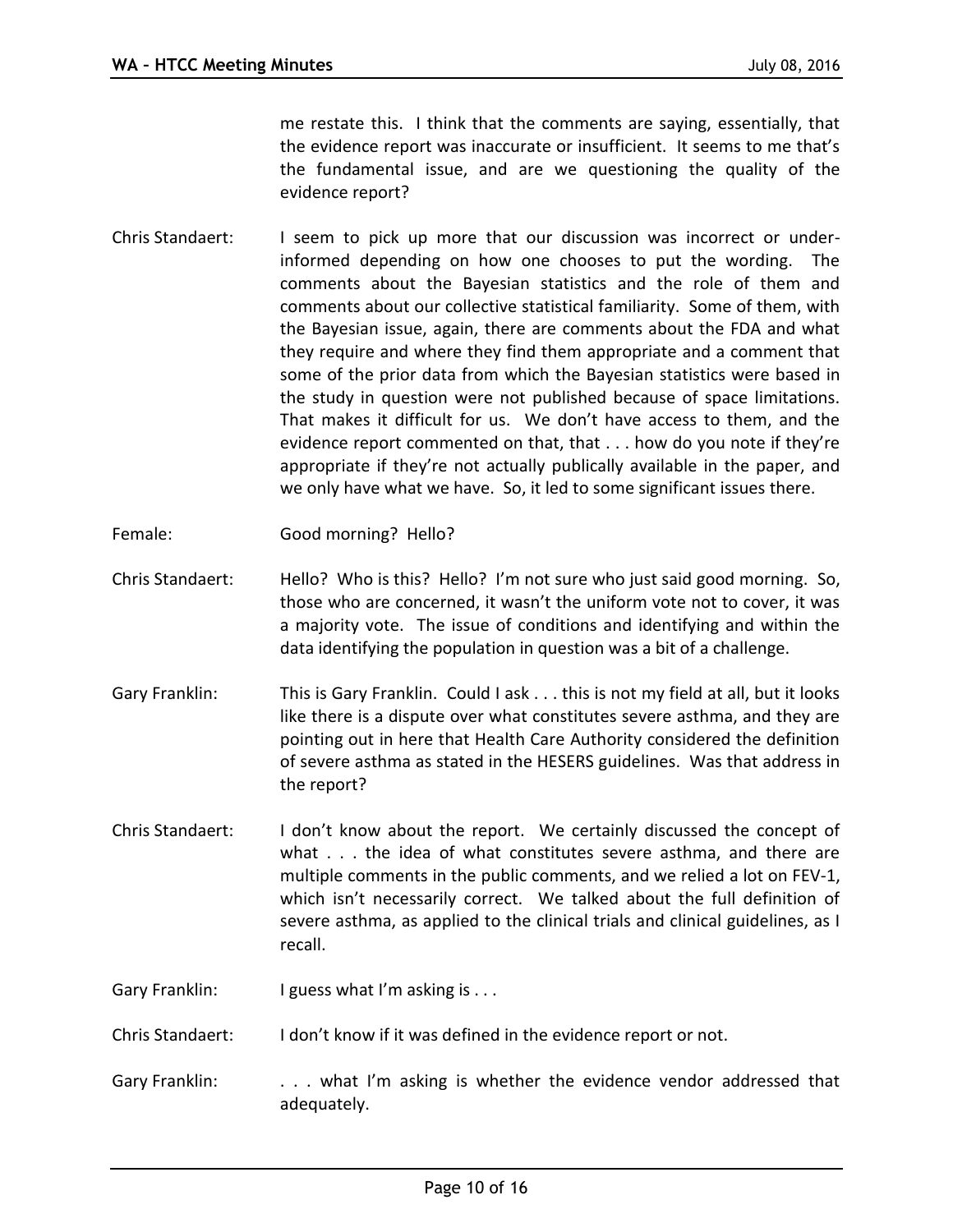me restate this. I think that the comments are saying, essentially, that the evidence report was inaccurate or insufficient. It seems to me that's the fundamental issue, and are we questioning the quality of the evidence report?

Chris Standaert: I seem to pick up more that our discussion was incorrect or under-informed depending on how one chooses to put the wording. The comments about the Bayesian statistics and the role of them and comments about our collective statistical familiarity. Some of them, with the Bayesian issue, again, there are comments about the FDA and what they require and where they find them appropriate and a comment that some of the prior data from which the Bayesian statistics were based in the study in question were not published because of space limitations. That makes it difficult for us. We don't have access to them, and the evidence report commented on that, that . . . how do you note if they're appropriate if they're not actually publically available in the paper, and we only have what we have. So, it led to some significant issues there.

Female: Good morning? Hello?

Chris Standaert: Hello? Who is this? Hello? I'm not sure who just said good morning. So, those who are concerned, it wasn't the uniform vote not to cover, it was a majority vote. The issue of conditions and identifying and within the data identifying the population in question was a bit of a challenge.

Gary Franklin: This is Gary Franklin. Could I ask . . . this is not my field at all, but it looks like there is a dispute over what constitutes severe asthma, and they are pointing out in here that Health Care Authority considered the definition of severe asthma as stated in the HESERS guidelines. Was that address in the report?

Chris Standaert: I don't know about the report. We certainly discussed the concept of what . . . the idea of what constitutes severe asthma, and there are multiple comments in the public comments, and we relied a lot on FEV-1, which isn't necessarily correct. We talked about the full definition of severe asthma, as applied to the clinical trials and clinical guidelines, as I recall.

Gary Franklin: I guess what I'm asking is . . .

Chris Standaert: I don't know if it was defined in the evidence report or not.

Gary Franklin: . . . what I'm asking is whether the evidence vendor addressed that adequately.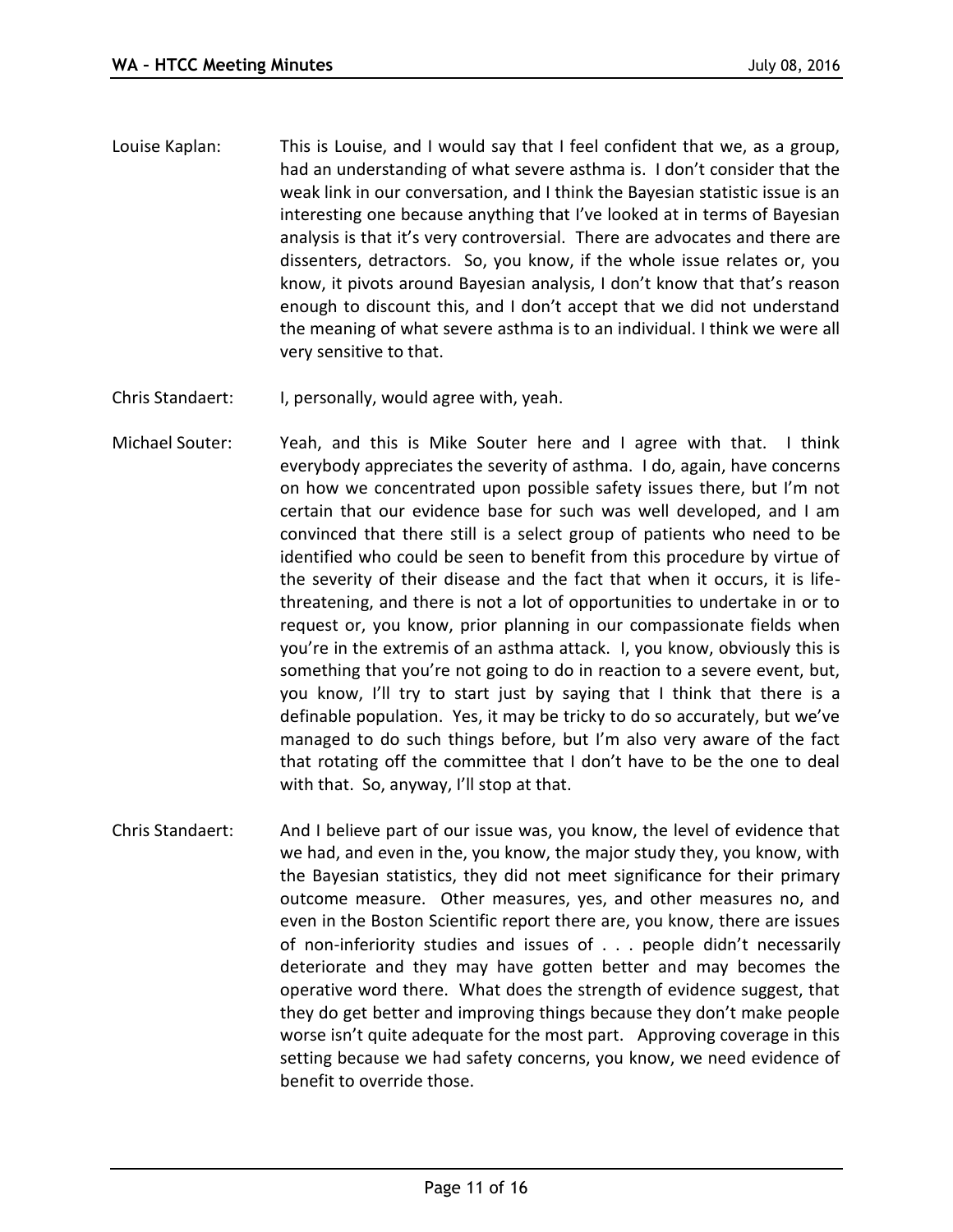Louise Kaplan: This is Louise, and I would say that I feel confident that we, as a group, had an understanding of what severe asthma is. I don't consider that the weak link in our conversation, and I think the Bayesian statistic issue is an interesting one because anything that I've looked at in terms of Bayesian analysis is that it's very controversial. There are advocates and there are dissenters, detractors. So, you know, if the whole issue relates or, you know, it pivots around Bayesian analysis, I don't know that that's reason enough to discount this, and I don't accept that we did not understand the meaning of what severe asthma is to an individual. I think we were all very sensitive to that.

Chris Standaert: I, personally, would agree with, yeah.

Michael Souter: Yeah, and this is Mike Souter here and I agree with that. I think everybody appreciates the severity of asthma. I do, again, have concerns on how we concentrated upon possible safety issues there, but I'm not certain that our evidence base for such was well developed, and I am convinced that there still is a select group of patients who need to be identified who could be seen to benefit from this procedure by virtue of the severity of their disease and the fact that when it occurs, it is life-threatening, and there is not a lot of opportunities to undertake in or to request or, you know, prior planning in our compassionate fields when you're in the extremis of an asthma attack. I, you know, obviously this is something that you're not going to do in reaction to a severe event, but, you know, I'll try to start just by saying that I think that there is a definable population. Yes, it may be tricky to do so accurately, but we've managed to do such things before, but I'm also very aware of the fact that rotating off the committee that I don't have to be the one to deal with that. So, anyway, I'll stop at that.

Chris Standaert: And I believe part of our issue was, you know, the level of evidence that we had, and even in the, you know, the major study they, you know, with the Bayesian statistics, they did not meet significance for their primary outcome measure. Other measures, yes, and other measures no, and even in the Boston Scientific report there are, you know, there are issues of non-inferiority studies and issues of . . . people didn't necessarily deteriorate and they may have gotten better and may becomes the operative word there. What does the strength of evidence suggest, that they do get better and improving things because they don't make people worse isn't quite adequate for the most part. Approving coverage in this setting because we had safety concerns, you know, we need evidence of benefit to override those.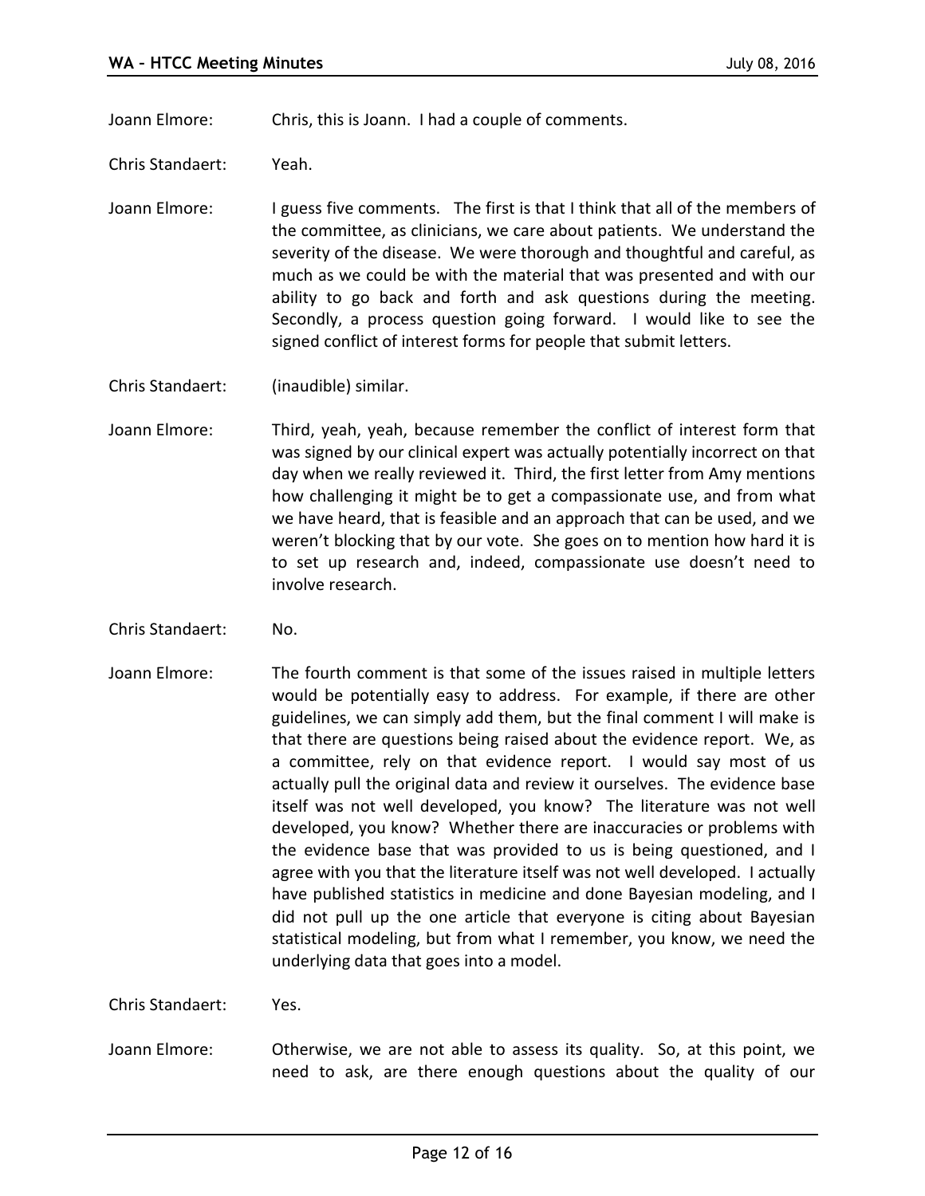Joann Elmore: Chris, this is Joann. I had a couple of comments.

Chris Standaert: Yeah.

Joann Elmore: I guess five comments. The first is that I think that all of the members of the committee, as clinicians, we care about patients. We understand the severity of the disease. We were thorough and thoughtful and careful, as much as we could be with the material that was presented and with our ability to go back and forth and ask questions during the meeting. Secondly, a process question going forward. I would like to see the signed conflict of interest forms for people that submit letters.

Chris Standaert: (inaudible) similar.

Joann Elmore: Third, yeah, yeah, because remember the conflict of interest form that was signed by our clinical expert was actually potentially incorrect on that day when we really reviewed it. Third, the first letter from Amy mentions how challenging it might be to get a compassionate use, and from what we have heard, that is feasible and an approach that can be used, and we weren't blocking that by our vote. She goes on to mention how hard it is to set up research and, indeed, compassionate use doesn't need to involve research.

Chris Standaert: No.

Joann Elmore: The fourth comment is that some of the issues raised in multiple letters would be potentially easy to address. For example, if there are other guidelines, we can simply add them, but the final comment I will make is that there are questions being raised about the evidence report. We, as a committee, rely on that evidence report. I would say most of us actually pull the original data and review it ourselves. The evidence base itself was not well developed, you know? The literature was not well developed, you know? Whether there are inaccuracies or problems with the evidence base that was provided to us is being questioned, and I agree with you that the literature itself was not well developed. I actually have published statistics in medicine and done Bayesian modeling, and I did not pull up the one article that everyone is citing about Bayesian statistical modeling, but from what I remember, you know, we need the underlying data that goes into a model.

Chris Standaert: Yes.

Joann Elmore: Otherwise, we are not able to assess its quality. So, at this point, we need to ask, are there enough questions about the quality of our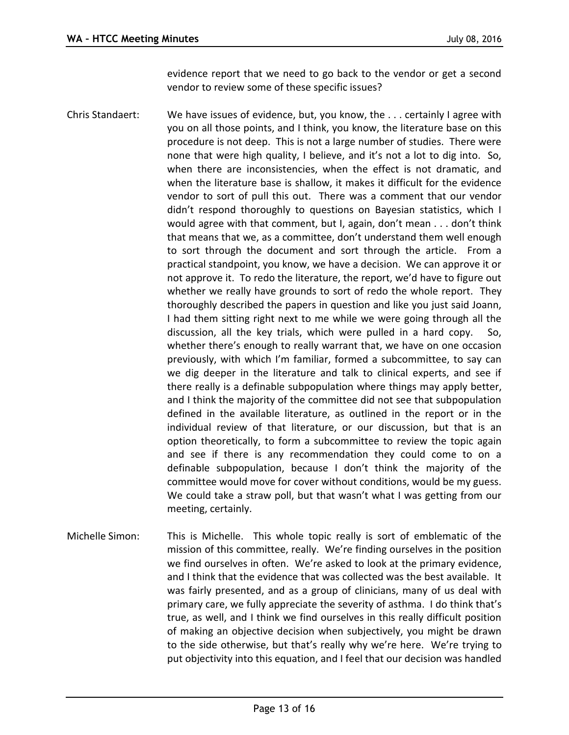evidence report that we need to go back to the vendor or get a second vendor to review some of these specific issues?

Chris Standaert: We have issues of evidence, but, you know, the . . . certainly I agree with you on all those points, and I think, you know, the literature base on this procedure is not deep. This is not a large number of studies. There were none that were high quality, I believe, and it's not a lot to dig into. So, when there are inconsistencies, when the effect is not dramatic, and when the literature base is shallow, it makes it difficult for the evidence vendor to sort of pull this out. There was a comment that our vendor didn't respond thoroughly to questions on Bayesian statistics, which I would agree with that comment, but I, again, don't mean . . . don't think that means that we, as a committee, don't understand them well enough to sort through the document and sort through the article. From a practical standpoint, you know, we have a decision. We can approve it or not approve it. To redo the literature, the report, we'd have to figure out whether we really have grounds to sort of redo the whole report. They thoroughly described the papers in question and like you just said Joann, I had them sitting right next to me while we were going through all the discussion, all the key trials, which were pulled in a hard copy. So, whether there's enough to really warrant that, we have on one occasion previously, with which I'm familiar, formed a subcommittee, to say can we dig deeper in the literature and talk to clinical experts, and see if there really is a definable subpopulation where things may apply better, and I think the majority of the committee did not see that subpopulation defined in the available literature, as outlined in the report or in the individual review of that literature, or our discussion, but that is an option theoretically, to form a subcommittee to review the topic again and see if there is any recommendation they could come to on a definable subpopulation, because I don't think the majority of the committee would move for cover without conditions, would be my guess. We could take a straw poll, but that wasn't what I was getting from our meeting, certainly.

Michelle Simon: This is Michelle. This whole topic really is sort of emblematic of the mission of this committee, really. We're finding ourselves in the position we find ourselves in often. We're asked to look at the primary evidence, and I think that the evidence that was collected was the best available. It was fairly presented, and as a group of clinicians, many of us deal with primary care, we fully appreciate the severity of asthma. I do think that's true, as well, and I think we find ourselves in this really difficult position of making an objective decision when subjectively, you might be drawn to the side otherwise, but that's really why we're here. We're trying to put objectivity into this equation, and I feel that our decision was handled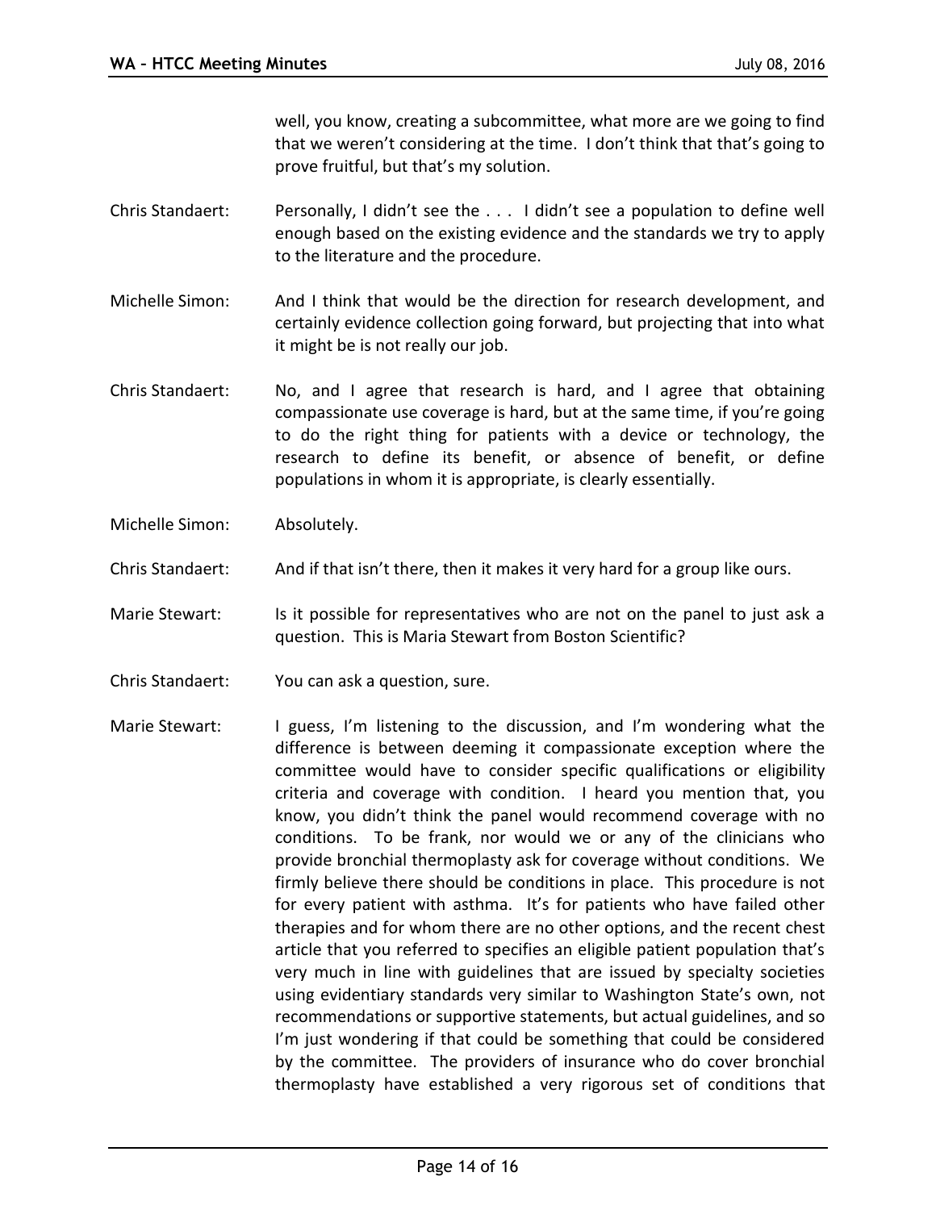well, you know, creating a subcommittee, what more are we going to find that we weren't considering at the time. I don't think that that's going to prove fruitful, but that's my solution.

Chris Standaert: Personally, I didn't see the . . . I didn't see a population to define well enough based on the existing evidence and the standards we try to apply to the literature and the procedure.

Michelle Simon: And I think that would be the direction for research development, and certainly evidence collection going forward, but projecting that into what it might be is not really our job.

Chris Standaert: No, and I agree that research is hard, and I agree that obtaining compassionate use coverage is hard, but at the same time, if you're going to do the right thing for patients with a device or technology, the research to define its benefit, or absence of benefit, or define populations in whom it is appropriate, is clearly essentially.

Michelle Simon: Absolutely.

Chris Standaert: And if that isn't there, then it makes it very hard for a group like ours.

Marie Stewart: Is it possible for representatives who are not on the panel to just ask a question. This is Maria Stewart from Boston Scientific?

Chris Standaert: You can ask a question, sure.

Marie Stewart: I guess, I'm listening to the discussion, and I'm wondering what the difference is between deeming it compassionate exception where the committee would have to consider specific qualifications or eligibility criteria and coverage with condition. I heard you mention that, you know, you didn't think the panel would recommend coverage with no conditions. To be frank, nor would we or any of the clinicians who provide bronchial thermoplasty ask for coverage without conditions. We firmly believe there should be conditions in place. This procedure is not for every patient with asthma. It's for patients who have failed other therapies and for whom there are no other options, and the recent chest article that you referred to specifies an eligible patient population that's very much in line with guidelines that are issued by specialty societies using evidentiary standards very similar to Washington State's own, not recommendations or supportive statements, but actual guidelines, and so I'm just wondering if that could be something that could be considered by the committee. The providers of insurance who do cover bronchial thermoplasty have established a very rigorous set of conditions that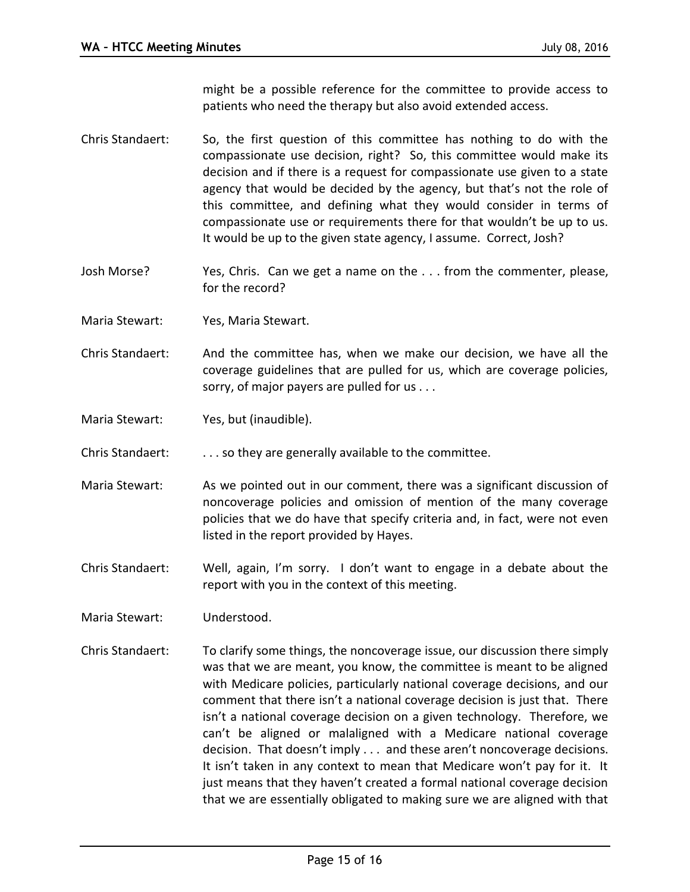might be a possible reference for the committee to provide access to patients who need the therapy but also avoid extended access.

Chris Standaert: So, the first question of this committee has nothing to do with the compassionate use decision, right? So, this committee would make its decision and if there is a request for compassionate use given to a state agency that would be decided by the agency, but that's not the role of this committee, and defining what they would consider in terms of compassionate use or requirements there for that wouldn't be up to us. It would be up to the given state agency, I assume. Correct, Josh?

Josh Morse?: Yes, Chris. Can we get a name on the . . . from the commenter, please, for the record?

Maria Stewart: Yes, Maria Stewart.

Chris Standaert: And the committee has, when we make our decision, we have all the coverage guidelines that are pulled for us, which are coverage policies, sorry, of major payers are pulled for us . . .

Maria Stewart: Yes, but (inaudible).

Chris Standaert: . . . so they are generally available to the committee.

Maria Stewart: As we pointed out in our comment, there was a significant discussion of noncoverage policies and omission of mention of the many coverage policies that we do have that specify criteria and, in fact, were not even listed in the report provided by Hayes.

Chris Standaert: Well, again, I'm sorry. I don't want to engage in a debate about the report with you in the context of this meeting.

Maria Stewart: Understood.

Chris Standaert: To clarify some things, the noncoverage issue, our discussion there simply was that we are meant, you know, the committee is meant to be aligned with Medicare policies, particularly national coverage decisions, and our comment that there isn't a national coverage decision is just that. There isn't a national coverage decision on a given technology. Therefore, we can't be aligned or malaligned with a Medicare national coverage decision. That doesn't imply . . . and these aren't noncoverage decisions. It isn't taken in any context to mean that Medicare won't pay for it. It just means that they haven't created a formal national coverage decision that we are essentially obligated to making sure we are aligned with that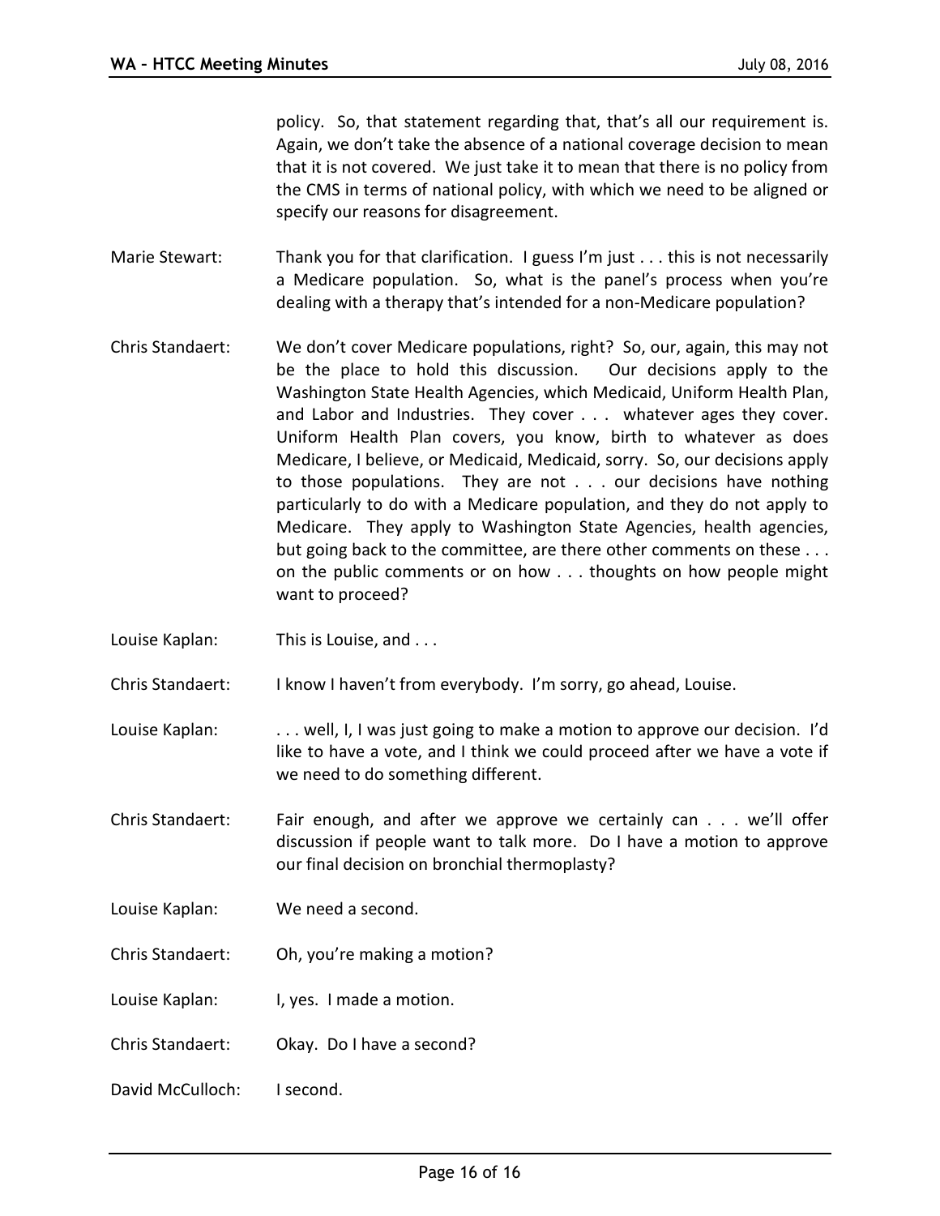policy. So, that statement regarding that, that's all our requirement is. Again, we don't take the absence of a national coverage decision to mean that it is not covered. We just take it to mean that there is no policy from the CMS in terms of national policy, with which we need to be aligned or specify our reasons for disagreement.

Marie Stewart: Thank you for that clarification. I guess I'm just . . . this is not necessarily a Medicare population. So, what is the panel's process when you're dealing with a therapy that's intended for a non-Medicare population?

Chris Standaert: We don't cover Medicare populations, right? So, our, again, this may not be the place to hold this discussion. Our decisions apply to the Washington State Health Agencies, which Medicaid, Uniform Health Plan, and Labor and Industries. They cover . . . whatever ages they cover. Uniform Health Plan covers, you know, birth to whatever as does Medicare, I believe, or Medicaid, Medicaid, sorry. So, our decisions apply to those populations. They are not . . . our decisions have nothing particularly to do with a Medicare population, and they do not apply to Medicare. They apply to Washington State Agencies, health agencies, but going back to the committee, are there other comments on these . . . on the public comments or on how . . . thoughts on how people might want to proceed?

Louise Kaplan: This is Louise, and . . .

Chris Standaert: I know I haven't from everybody. I'm sorry, go ahead, Louise.

Louise Kaplan: . . . well, I, I was just going to make a motion to approve our decision. I'd like to have a vote, and I think we could proceed after we have a vote if we need to do something different.

Chris Standaert: Fair enough, and after we approve we certainly can . . . we'll offer discussion if people want to talk more. Do I have a motion to approve our final decision on bronchial thermoplasty?

Louise Kaplan: We need a second.

Chris Standaert: Oh, you're making a motion?

Louise Kaplan: I, yes. I made a motion.

Chris Standaert: Okay. Do I have a second?

David McCulloch: I second.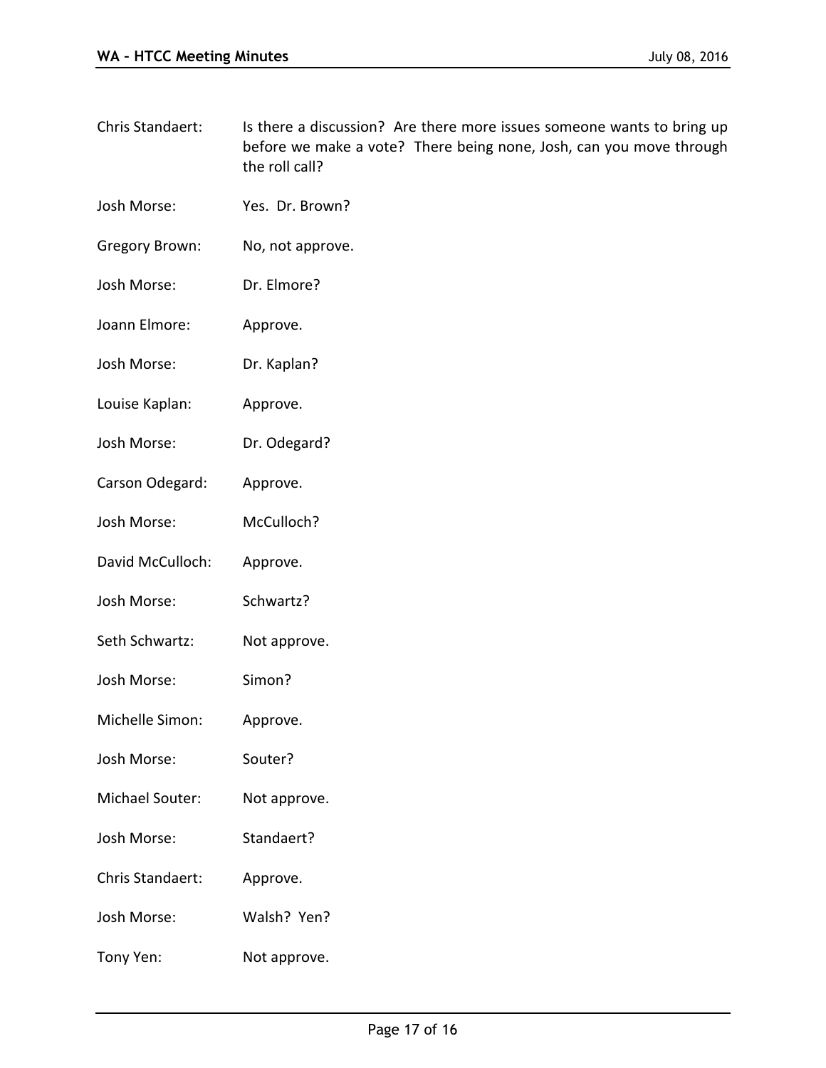Chris Standaert: Is there a discussion? Are there more issues someone wants to bring up before we make a vote? There being none, Josh, can you move through the roll call?

Josh Morse: Yes. Dr. Brown?

Gregory Brown: No, not approve.

Josh Morse: Dr. Elmore?

Joann Elmore: Approve.

Josh Morse: Dr. Kaplan?

Louise Kaplan: Approve.

Josh Morse: Dr. Odegard?

Carson Odegard: Approve.

Josh Morse: McCulloch?

David McCulloch: Approve.

Josh Morse: Schwartz?

Seth Schwartz: Not approve.

Josh Morse: Simon?

Michelle Simon: Approve.

Josh Morse: Souter?

Michael Souter: Not approve.

Josh Morse: Standaert?

Chris Standaert: Approve.

Josh Morse: Walsh? Yen?

Tony Yen: Not approve.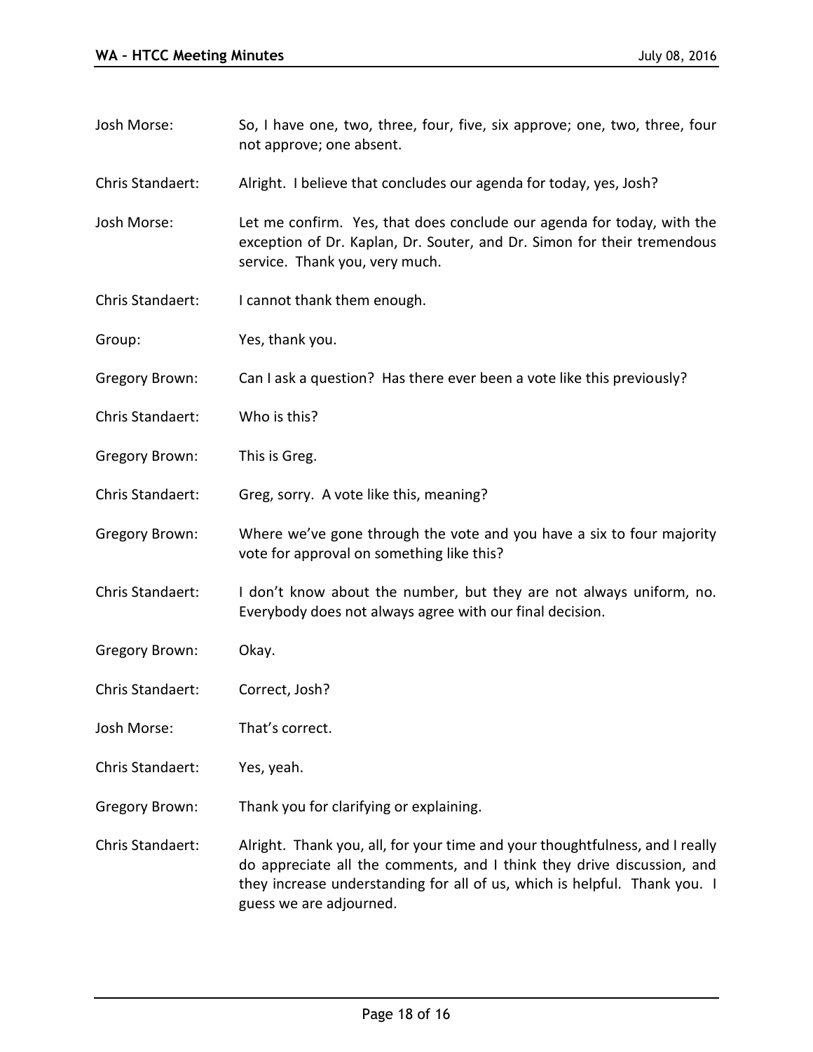Josh Morse: So, I have one, two, three, four, five, six approve; one, two, three, four not approve; one absent.

Chris Standaert: Alright. I believe that concludes our agenda for today, yes, Josh?

Josh Morse: Let me confirm. Yes, that does conclude our agenda for today, with the exception of Dr. Kaplan, Dr. Souter, and Dr. Simon for their tremendous service. Thank you, very much.

Chris Standaert: I cannot thank them enough.

Group: Yes, thank you.

Gregory Brown: Can I ask a question? Has there ever been a vote like this previously?

Chris Standaert: Who is this?

Gregory Brown: This is Greg.

Chris Standaert: Greg, sorry. A vote like this, meaning?

Gregory Brown: Where we've gone through the vote and you have a six to four majority vote for approval on something like this?

Chris Standaert: I don't know about the number, but they are not always uniform, no. Everybody does not always agree with our final decision.

Gregory Brown: Okay.

Chris Standaert: Correct, Josh?

Josh Morse: That's correct.

Chris Standaert: Yes, yeah.

Gregory Brown: Thank you for clarifying or explaining.

Chris Standaert: Alright. Thank you, all, for your time and your thoughtfulness, and I really do appreciate all the comments, and I think they drive discussion, and they increase understanding for all of us, which is helpful. Thank you. I guess we are adjourned.